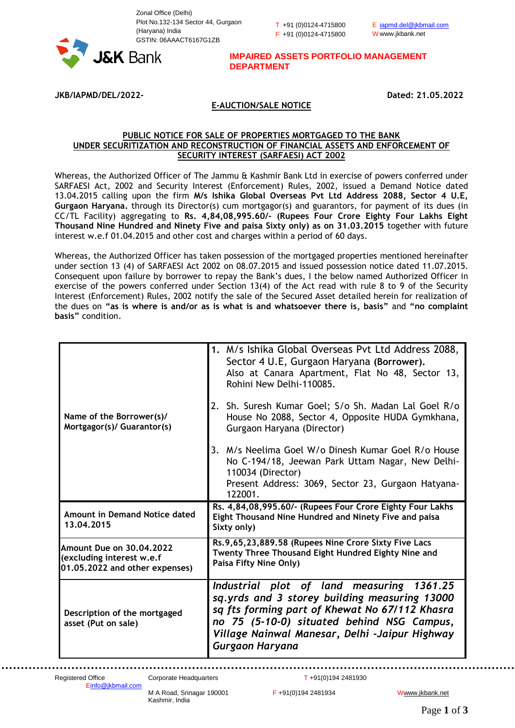Zonal Office (Delhi)
Plot No.132-134 Sector 44, Gurgaon
(Haryana) India
GSTIN: 06AAACT6167G1ZB

T +91 (0)0124-4715800
F +91 (0)0124-4715800

E iapmd.del@jkbmail.com
W www.jkbank.net

J&K Bank

**IMPAIRED ASSETS PORTFOLIO MANAGEMENT DEPARTMENT**

**JKB/IAPMD/DEL/2022-** **Dated: 21.05.2022**

## E-AUCTION/SALE NOTICE

### PUBLIC NOTICE FOR SALE OF PROPERTIES MORTGAGED TO THE BANK UNDER SECURITIZATION AND RECONSTRUCTION OF FINANCIAL ASSETS AND ENFORCEMENT OF SECURITY INTEREST (SARFAESI) ACT 2002

Whereas, the Authorized Officer of The Jammu & Kashmir Bank Ltd in exercise of powers conferred under SARFAESI Act, 2002 and Security Interest (Enforcement) Rules, 2002, issued a Demand Notice dated 13.04.2015 calling upon the firm **M/s Ishika Global Overseas Pvt Ltd Address 2088, Sector 4 U.E, Gurgaon Haryana.** through its Director(s) cum mortgagor(s) and guarantors, for payment of its dues (in CC/TL Facility) aggregating to **Rs. 4,84,08,995.60/- (Rupees Four Crore Eighty Four Lakhs Eight Thousand Nine Hundred and Ninety Five and paisa Sixty only) as on 31.03.2015** together with future interest w.e.f 01.04.2015 and other cost and charges within a period of 60 days.

Whereas, the Authorized Officer has taken possession of the mortgaged properties mentioned hereinafter under section 13 (4) of SARFAESI Act 2002 on 08.07.2015 and issued possession notice dated 11.07.2015. Consequent upon failure by borrower to repay the Bank's dues, I the below named Authorized Officer in exercise of the powers conferred under Section 13(4) of the Act read with rule 8 to 9 of the Security Interest (Enforcement) Rules, 2002 notify the sale of the Secured Asset detailed herein for realization of the dues on **"as is where is and/or as is what is and whatsoever there is, basis"** and **"no complaint basis"** condition.

| | |
|---|---|
| **Name of the Borrower(s)/ Mortgagor(s)/ Guarantor(s)** | 1. M/s Ishika Global Overseas Pvt Ltd Address 2088, Sector 4 U.E, Gurgaon Haryana **(Borrower).** Also at Canara Apartment, Flat No 48, Sector 13, Rohini New Delhi-110085.<br><br>2. Sh. Suresh Kumar Goel; S/o Sh. Madan Lal Goel R/o House No 2088, Sector 4, Opposite HUDA Gymkhana, Gurgaon Haryana (Director)<br><br>3. M/s Neelima Goel W/o Dinesh Kumar Goel R/o House No C-194/18, Jeewan Park Uttam Nagar, New Delhi-110034 (Director)<br>Present Address: 3069, Sector 23, Gurgaon Hatyana-122001. |
| **Amount in Demand Notice dated 13.04.2015** | **Rs. 4,84,08,995.60/- (Rupees Four Crore Eighty Four Lakhs Eight Thousand Nine Hundred and Ninety Five and paisa Sixty only)** |
| **Amount Due on 30.04.2022 (excluding interest w.e.f 01.05.2022 and other expenses)** | **Rs.9,65,23,889.58 (Rupees Nine Crore Sixty Five Lacs Twenty Three Thousand Eight Hundred Eighty Nine and Paisa Fifty Nine Only)** |
| **Description of the mortgaged asset (Put on sale)** | ***Industrial plot of land measuring 1361.25 sq.yrds and 3 storey building measuring 13000 sq fts forming part of Khewat No 67/112 Khasra no 75 (5-10-0) situated behind NSG Campus, Village Nainwal Manesar, Delhi -Jaipur Highway Gurgaon Haryana*** |

Registered Office
E info@jkbmail.com

Corporate Headquarters
M A Road, Srinagar 190001
Kashmir, India

T +91(0)194 2481930
F +91(0)194 2481934

W www.jkbank.net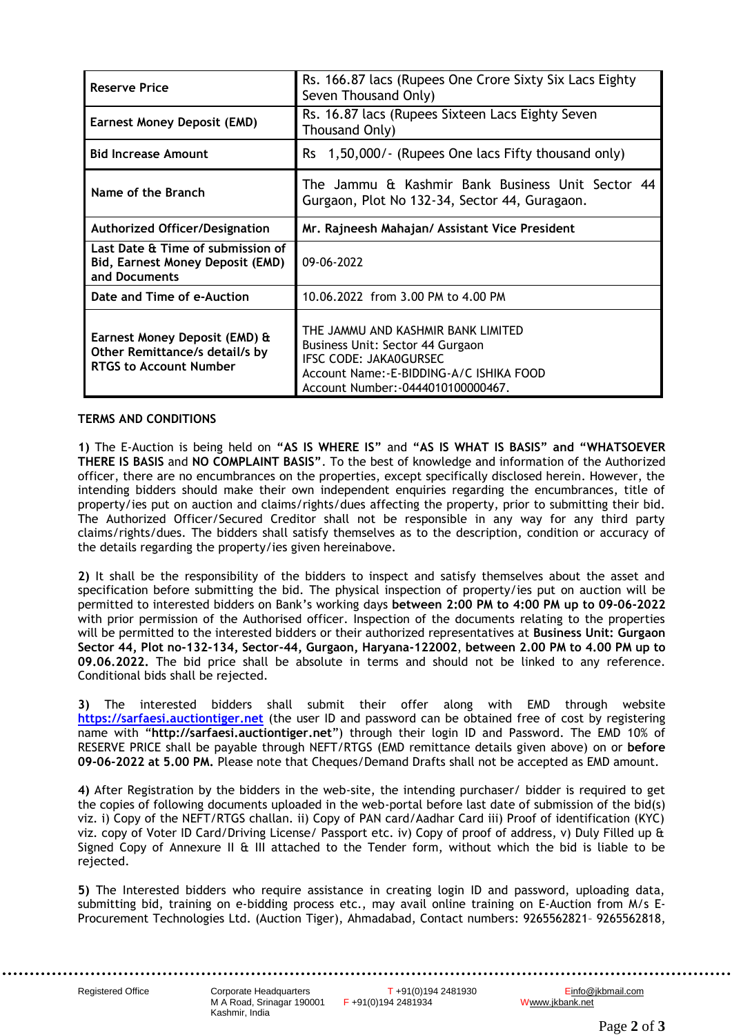| Reserve Price | Rs. 166.87 lacs (Rupees One Crore Sixty Six Lacs Eighty Seven Thousand Only) |
|---|---|
| Earnest Money Deposit (EMD) | Rs. 16.87 lacs (Rupees Sixteen Lacs Eighty Seven Thousand Only) |
| Bid Increase Amount | Rs 1,50,000/- (Rupees One lacs Fifty thousand only) |
| Name of the Branch | The Jammu & Kashmir Bank Business Unit Sector 44 Gurgaon, Plot No 132-34, Sector 44, Guragaon. |
| Authorized Officer/Designation | **Mr. Rajneesh Mahajan/ Assistant Vice President** |
| Last Date & Time of submission of Bid, Earnest Money Deposit (EMD) and Documents | 09-06-2022 |
| Date and Time of e-Auction | 10.06.2022 from 3.00 PM to 4.00 PM |
| Earnest Money Deposit (EMD) & Other Remittance/s detail/s by RTGS to Account Number | THE JAMMU AND KASHMIR BANK LIMITED<br>Business Unit: Sector 44 Gurgaon<br>IFSC CODE: JAKA0GURSEC<br>Account Name:-E-BIDDING-A/C ISHIKA FOOD<br>Account Number:-0444010100000467. |

**TERMS AND CONDITIONS**

**1)** The E-Auction is being held on **"AS IS WHERE IS"** and **"AS IS WHAT IS BASIS" and "WHATSOEVER THERE IS BASIS** and **NO COMPLAINT BASIS"**. To the best of knowledge and information of the Authorized officer, there are no encumbrances on the properties, except specifically disclosed herein. However, the intending bidders should make their own independent enquiries regarding the encumbrances, title of property/ies put on auction and claims/rights/dues affecting the property, prior to submitting their bid. The Authorized Officer/Secured Creditor shall not be responsible in any way for any third party claims/rights/dues. The bidders shall satisfy themselves as to the description, condition or accuracy of the details regarding the property/ies given hereinabove.

**2)** It shall be the responsibility of the bidders to inspect and satisfy themselves about the asset and specification before submitting the bid. The physical inspection of property/ies put on auction will be permitted to interested bidders on Bank's working days **between 2:00 PM to 4:00 PM up to 09-06-2022** with prior permission of the Authorised officer. Inspection of the documents relating to the properties will be permitted to the interested bidders or their authorized representatives at **Business Unit: Gurgaon Sector 44, Plot no-132-134, Sector-44, Gurgaon, Haryana-122002**, **between 2.00 PM to 4.00 PM up to 09.06.2022.** The bid price shall be absolute in terms and should not be linked to any reference. Conditional bids shall be rejected.

**3)** The interested bidders shall submit their offer along with EMD through website **https://sarfaesi.auctiontiger.net** (the user ID and password can be obtained free of cost by registering name with **"http://sarfaesi.auctiontiger.net"**) through their login ID and Password. The EMD 10% of RESERVE PRICE shall be payable through NEFT/RTGS (EMD remittance details given above) on or **before 09-06-2022 at 5.00 PM.** Please note that Cheques/Demand Drafts shall not be accepted as EMD amount.

**4)** After Registration by the bidders in the web-site, the intending purchaser/ bidder is required to get the copies of following documents uploaded in the web-portal before last date of submission of the bid(s) viz. i) Copy of the NEFT/RTGS challan. ii) Copy of PAN card/Aadhar Card iii) Proof of identification (KYC) viz. copy of Voter ID Card/Driving License/ Passport etc. iv) Copy of proof of address, v) Duly Filled up & Signed Copy of Annexure II & III attached to the Tender form, without which the bid is liable to be rejected.

**5)** The Interested bidders who require assistance in creating login ID and password, uploading data, submitting bid, training on e-bidding process etc., may avail online training on E-Auction from M/s E-Procurement Technologies Ltd. (Auction Tiger), Ahmadabad, Contact numbers: 9265562821– 9265562818,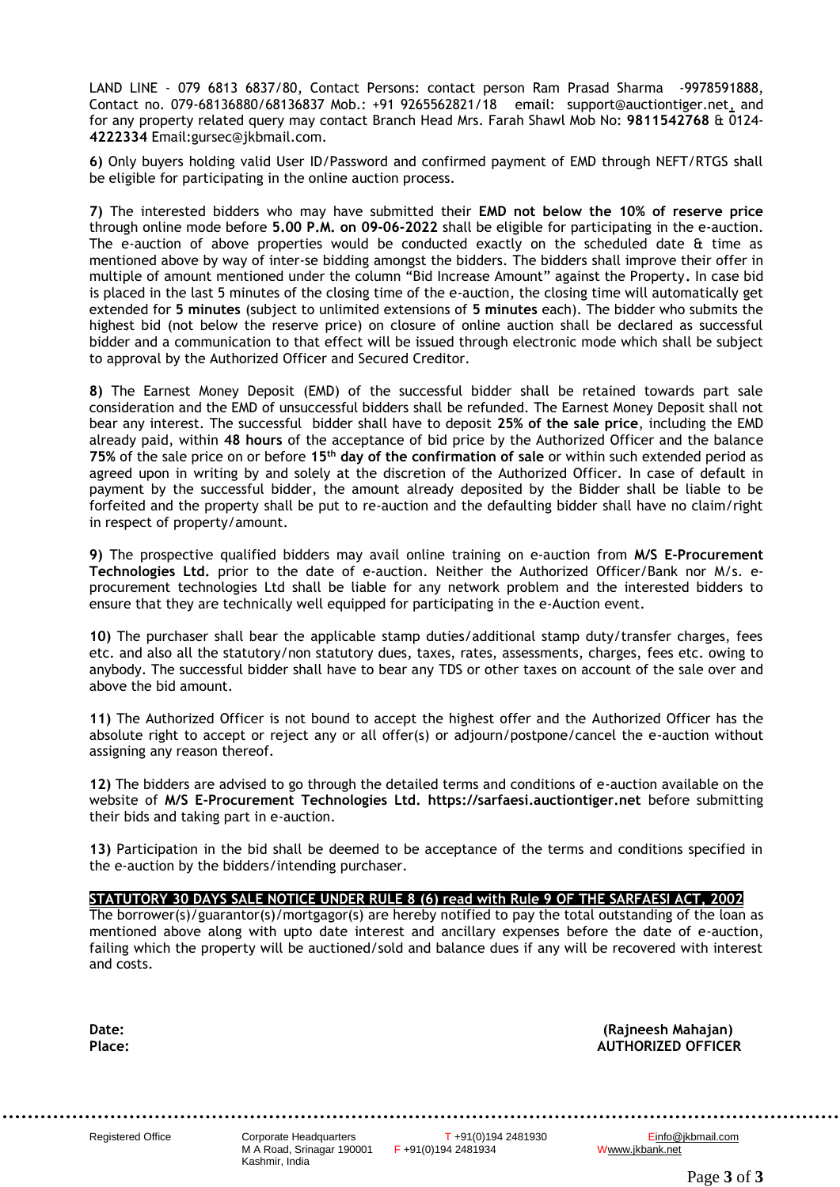LAND LINE - 079 6813 6837/80, Contact Persons: contact person Ram Prasad Sharma -9978591888, Contact no. 079-68136880/68136837 Mob.: +91 9265562821/18 email: support@auctiontiger.net, and for any property related query may contact Branch Head Mrs. Farah Shawl Mob No: **9811542768** & 0124-**4222334** Email:gursec@jkbmail.com.

**6)** Only buyers holding valid User ID/Password and confirmed payment of EMD through NEFT/RTGS shall be eligible for participating in the online auction process.

**7)** The interested bidders who may have submitted their **EMD not below the 10% of reserve price** through online mode before **5.00 P.M. on 09-06-2022** shall be eligible for participating in the e-auction. The e-auction of above properties would be conducted exactly on the scheduled date & time as mentioned above by way of inter-se bidding amongst the bidders. The bidders shall improve their offer in multiple of amount mentioned under the column "Bid Increase Amount" against the Property. In case bid is placed in the last 5 minutes of the closing time of the e-auction, the closing time will automatically get extended for **5 minutes** (subject to unlimited extensions of **5 minutes** each). The bidder who submits the highest bid (not below the reserve price) on closure of online auction shall be declared as successful bidder and a communication to that effect will be issued through electronic mode which shall be subject to approval by the Authorized Officer and Secured Creditor.

**8)** The Earnest Money Deposit (EMD) of the successful bidder shall be retained towards part sale consideration and the EMD of unsuccessful bidders shall be refunded. The Earnest Money Deposit shall not bear any interest. The successful bidder shall have to deposit **25% of the sale price**, including the EMD already paid, within **48 hours** of the acceptance of bid price by the Authorized Officer and the balance **75%** of the sale price on or before **15th day of the confirmation of sale** or within such extended period as agreed upon in writing by and solely at the discretion of the Authorized Officer. In case of default in payment by the successful bidder, the amount already deposited by the Bidder shall be liable to be forfeited and the property shall be put to re-auction and the defaulting bidder shall have no claim/right in respect of property/amount.

**9)** The prospective qualified bidders may avail online training on e-auction from **M/S E-Procurement Technologies Ltd.** prior to the date of e-auction. Neither the Authorized Officer/Bank nor M/s. e-procurement technologies Ltd shall be liable for any network problem and the interested bidders to ensure that they are technically well equipped for participating in the e-Auction event.

**10)** The purchaser shall bear the applicable stamp duties/additional stamp duty/transfer charges, fees etc. and also all the statutory/non statutory dues, taxes, rates, assessments, charges, fees etc. owing to anybody. The successful bidder shall have to bear any TDS or other taxes on account of the sale over and above the bid amount.

**11)** The Authorized Officer is not bound to accept the highest offer and the Authorized Officer has the absolute right to accept or reject any or all offer(s) or adjourn/postpone/cancel the e-auction without assigning any reason thereof.

**12)** The bidders are advised to go through the detailed terms and conditions of e-auction available on the website of **M/S E-Procurement Technologies Ltd. https://sarfaesi.auctiontiger.net** before submitting their bids and taking part in e-auction.

**13)** Participation in the bid shall be deemed to be acceptance of the terms and conditions specified in the e-auction by the bidders/intending purchaser.

**STATUTORY 30 DAYS SALE NOTICE UNDER RULE 8 (6) read with Rule 9 OF THE SARFAESI ACT, 2002**

The borrower(s)/guarantor(s)/mortgagor(s) are hereby notified to pay the total outstanding of the loan as mentioned above along with upto date interest and ancillary expenses before the date of e-auction, failing which the property will be auctioned/sold and balance dues if any will be recovered with interest and costs.

**Date:**
**Place:**

**(Rajneesh Mahajan)**
**AUTHORIZED OFFICER**

Registered Office | Corporate Headquarters M A Road, Srinagar 190001 Kashmir, India | T +91(0)194 2481930 F +91(0)194 2481934 | E info@jkbmail.com W www.jkbank.net